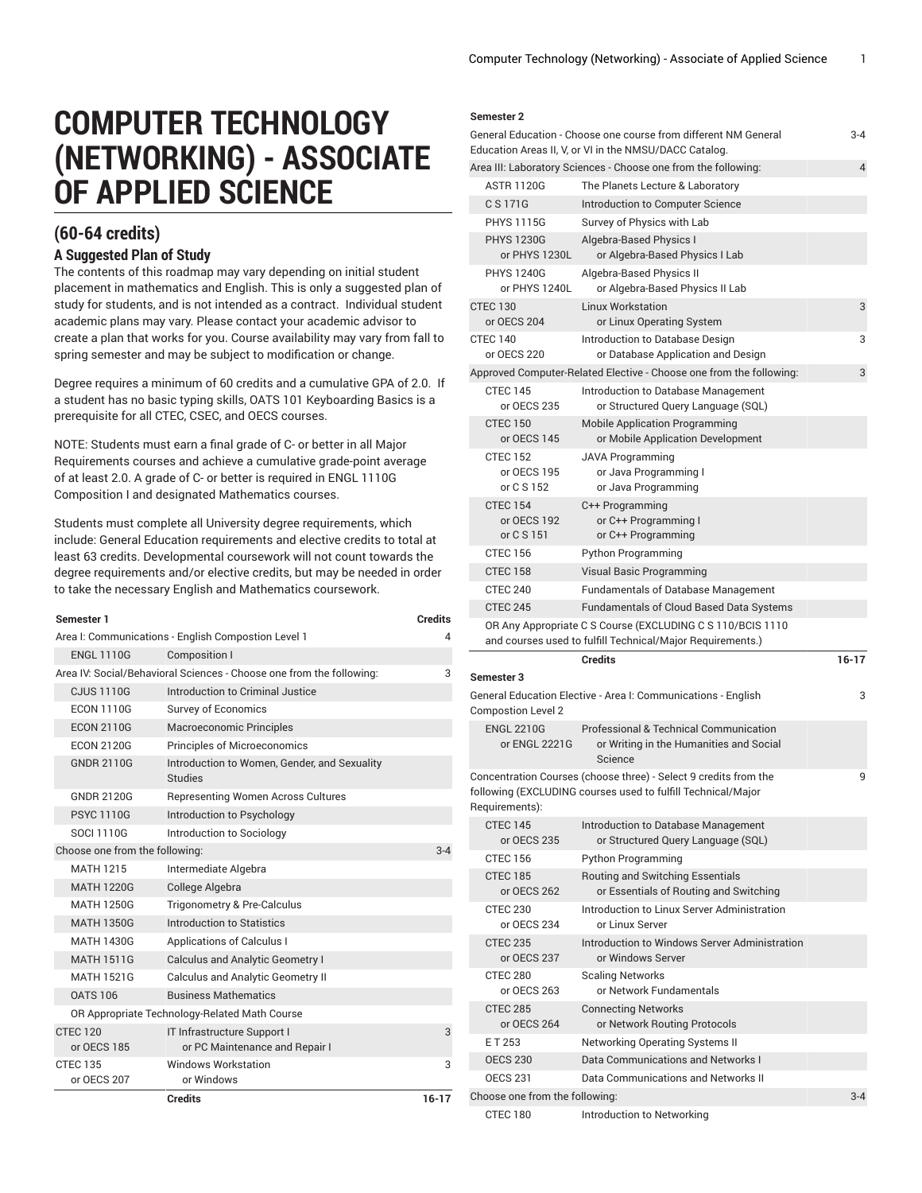// Some headers have a spanning description that sits on the first row; keep
# COMPUTER TECHNOLOGY (NETWORKING) - ASSOCIATE OF APPLIED SCIENCE

## (60-64 credits)

### A Suggested Plan of Study

The contents of this roadmap may vary depending on initial student placement in mathematics and English. This is only a suggested plan of study for students, and is not intended as a contract. Individual student academic plans may vary. Please contact your academic advisor to create a plan that works for you. Course availability may vary from fall to spring semester and may be subject to modification or change.

Degree requires a minimum of 60 credits and a cumulative GPA of 2.0. If a student has no basic typing skills, OATS 101 Keyboarding Basics is a prerequisite for all CTEC, CSEC, and OECS courses.

NOTE: Students must earn a final grade of C- or better in all Major Requirements courses and achieve a cumulative grade-point average of at least 2.0. A grade of C- or better is required in ENGL 1110G Composition I and designated Mathematics courses.

Students must complete all University degree requirements, which include: General Education requirements and elective credits to total at least 63 credits. Developmental coursework will not count towards the degree requirements and/or elective credits, but may be needed in order to take the necessary English and Mathematics coursework.

| Semester 1 | | Credits |
|---|---|---|
| Area I: Communications - English Compostion Level 1 | | 4 |
| ENGL 1110G | Composition I | |
| Area IV: Social/Behavioral Sciences - Choose one from the following: | | 3 |
| CJUS 1110G | Introduction to Criminal Justice | |
| ECON 1110G | Survey of Economics | |
| ECON 2110G | Macroeconomic Principles | |
| ECON 2120G | Principles of Microeconomics | |
| GNDR 2110G | Introduction to Women, Gender, and Sexuality Studies | |
| GNDR 2120G | Representing Women Across Cultures | |
| PSYC 1110G | Introduction to Psychology | |
| SOCI 1110G | Introduction to Sociology | |
| Choose one from the following: | | 3-4 |
| MATH 1215 | Intermediate Algebra | |
| MATH 1220G | College Algebra | |
| MATH 1250G | Trigonometry & Pre-Calculus | |
| MATH 1350G | Introduction to Statistics | |
| MATH 1430G | Applications of Calculus I | |
| MATH 1511G | Calculus and Analytic Geometry I | |
| MATH 1521G | Calculus and Analytic Geometry II | |
| OATS 106 | Business Mathematics | |
| OR Appropriate Technology-Related Math Course | | |
| CTEC 120 or OECS 185 | IT Infrastructure Support I or PC Maintenance and Repair I | 3 |
| CTEC 135 or OECS 207 | Windows Workstation or Windows | 3 |
| | Credits | 16-17 |
| **Semester 2** | | |
| General Education - Choose one course from different NM General Education Areas II, V, or VI in the NMSU/DACC Catalog. | | 3-4 |
| Area III: Laboratory Sciences - Choose one from the following: | | 4 |
| ASTR 1120G | The Planets Lecture & Laboratory | |
| C S 171G | Introduction to Computer Science | |
| PHYS 1115G | Survey of Physics with Lab | |
| PHYS 1230G or PHYS 1230L | Algebra-Based Physics I or Algebra-Based Physics I Lab | |
| PHYS 1240G or PHYS 1240L | Algebra-Based Physics II or Algebra-Based Physics II Lab | |
| CTEC 130 or OECS 204 | Linux Workstation or Linux Operating System | 3 |
| CTEC 140 or OECS 220 | Introduction to Database Design or Database Application and Design | 3 |
| Approved Computer-Related Elective - Choose one from the following: | | 3 |
| CTEC 145 or OECS 235 | Introduction to Database Management or Structured Query Language (SQL) | |
| CTEC 150 or OECS 145 | Mobile Application Programming or Mobile Application Development | |
| CTEC 152 or OECS 195 or C S 152 | JAVA Programming or Java Programming I or Java Programming | |
| CTEC 154 or OECS 192 or C S 151 | C++ Programming or C++ Programming I or C++ Programming | |
| CTEC 156 | Python Programming | |
| CTEC 158 | Visual Basic Programming | |
| CTEC 240 | Fundamentals of Database Management | |
| CTEC 245 | Fundamentals of Cloud Based Data Systems | |
| OR Any Appropriate C S Course (EXCLUDING C S 110/BCIS 1110 and courses used to fulfill Technical/Major Requirements.) | | |
| | Credits | 16-17 |
| **Semester 3** | | |
| General Education Elective - Area I: Communications - English Compostion Level 2 | | 3 |
| ENGL 2210G or ENGL 2221G | Professional & Technical Communication or Writing in the Humanities and Social Science | |
| Concentration Courses (choose three) - Select 9 credits from the following (EXCLUDING courses used to fulfill Technical/Major Requirements): | | 9 |
| CTEC 145 or OECS 235 | Introduction to Database Management or Structured Query Language (SQL) | |
| CTEC 156 | Python Programming | |
| CTEC 185 or OECS 262 | Routing and Switching Essentials or Essentials of Routing and Switching | |
| CTEC 230 or OECS 234 | Introduction to Linux Server Administration or Linux Server | |
| CTEC 235 or OECS 237 | Introduction to Windows Server Administration or Windows Server | |
| CTEC 280 or OECS 263 | Scaling Networks or Network Fundamentals | |
| CTEC 285 or OECS 264 | Connecting Networks or Network Routing Protocols | |
| E T 253 | Networking Operating Systems II | |
| OECS 230 | Data Communications and Networks I | |
| OECS 231 | Data Communications and Networks II | |
| Choose one from the following: | | 3-4 |
| CTEC 180 | Introduction to Networking | |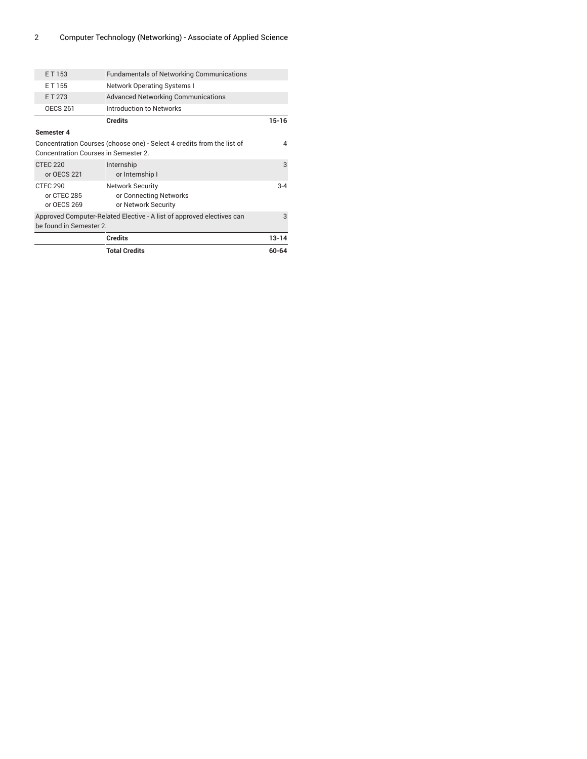| | | |
|---|---|---|
| E T 153 | Fundamentals of Networking Communications | |
| E T 155 | Network Operating Systems I | |
| E T 273 | Advanced Networking Communications | |
| OECS 261 | Introduction to Networks | |
| | **Credits** | **15-16** |
| **Semester 4** | | |
| Concentration Courses (choose one) - Select 4 credits from the list of Concentration Courses in Semester 2. | | 4 |
| CTEC 220<br>or OECS 221 | Internship<br>or Internship I | 3 |
| CTEC 290<br>or CTEC 285<br>or OECS 269 | Network Security<br>or Connecting Networks<br>or Network Security | 3-4 |
| Approved Computer-Related Elective - A list of approved electives can be found in Semester 2. | | 3 |
| | **Credits** | **13-14** |
| | **Total Credits** | **60-64** |